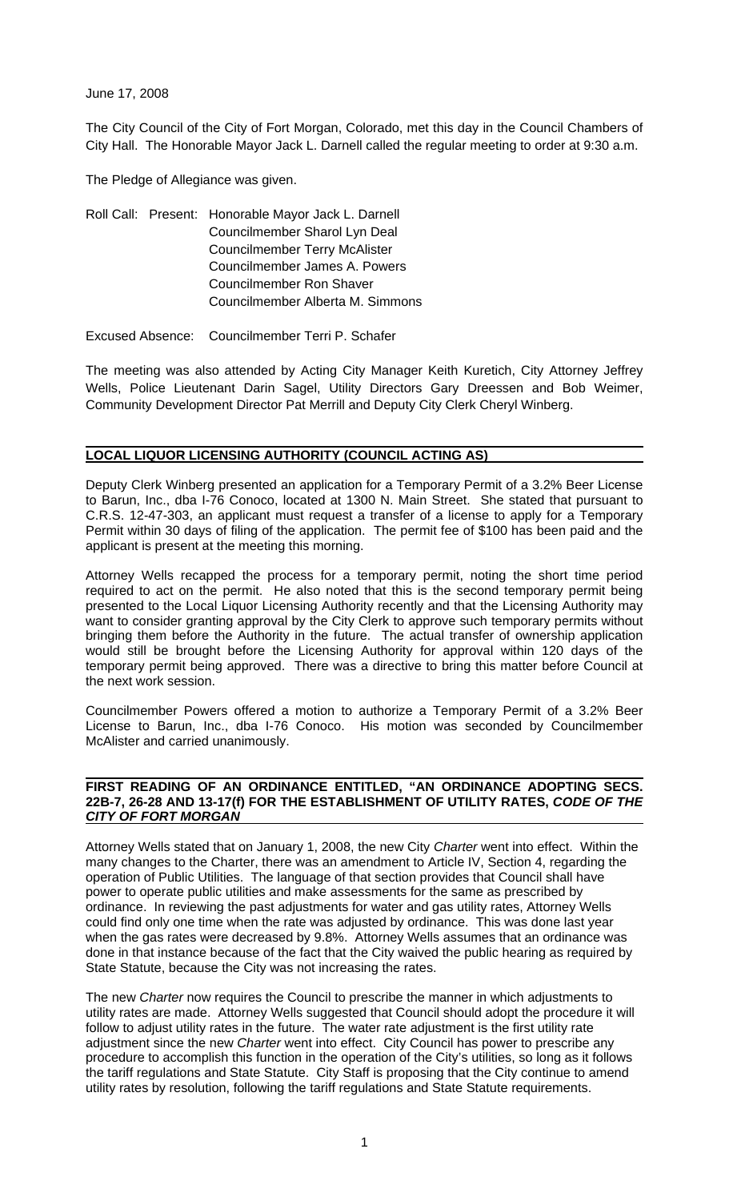June 17, 2008

The City Council of the City of Fort Morgan, Colorado, met this day in the Council Chambers of City Hall. The Honorable Mayor Jack L. Darnell called the regular meeting to order at 9:30 a.m.

The Pledge of Allegiance was given.

Roll Call: Present: Honorable Mayor Jack L. Darnell
Councilmember Sharol Lyn Deal
Councilmember Terry McAlister
Councilmember James A. Powers
Councilmember Ron Shaver
Councilmember Alberta M. Simmons

Excused Absence: Councilmember Terri P. Schafer

The meeting was also attended by Acting City Manager Keith Kuretich, City Attorney Jeffrey Wells, Police Lieutenant Darin Sagel, Utility Directors Gary Dreessen and Bob Weimer, Community Development Director Pat Merrill and Deputy City Clerk Cheryl Winberg.

## LOCAL LIQUOR LICENSING AUTHORITY (COUNCIL ACTING AS)

Deputy Clerk Winberg presented an application for a Temporary Permit of a 3.2% Beer License to Barun, Inc., dba I-76 Conoco, located at 1300 N. Main Street. She stated that pursuant to C.R.S. 12-47-303, an applicant must request a transfer of a license to apply for a Temporary Permit within 30 days of filing of the application. The permit fee of $100 has been paid and the applicant is present at the meeting this morning.

Attorney Wells recapped the process for a temporary permit, noting the short time period required to act on the permit. He also noted that this is the second temporary permit being presented to the Local Liquor Licensing Authority recently and that the Licensing Authority may want to consider granting approval by the City Clerk to approve such temporary permits without bringing them before the Authority in the future. The actual transfer of ownership application would still be brought before the Licensing Authority for approval within 120 days of the temporary permit being approved. There was a directive to bring this matter before Council at the next work session.

Councilmember Powers offered a motion to authorize a Temporary Permit of a 3.2% Beer License to Barun, Inc., dba I-76 Conoco. His motion was seconded by Councilmember McAlister and carried unanimously.

## FIRST READING OF AN ORDINANCE ENTITLED, "AN ORDINANCE ADOPTING SECS. 22B-7, 26-28 AND 13-17(f) FOR THE ESTABLISHMENT OF UTILITY RATES, *CODE OF THE CITY OF FORT MORGAN*

Attorney Wells stated that on January 1, 2008, the new City *Charter* went into effect. Within the many changes to the Charter, there was an amendment to Article IV, Section 4, regarding the operation of Public Utilities. The language of that section provides that Council shall have power to operate public utilities and make assessments for the same as prescribed by ordinance. In reviewing the past adjustments for water and gas utility rates, Attorney Wells could find only one time when the rate was adjusted by ordinance. This was done last year when the gas rates were decreased by 9.8%. Attorney Wells assumes that an ordinance was done in that instance because of the fact that the City waived the public hearing as required by State Statute, because the City was not increasing the rates.

The new *Charter* now requires the Council to prescribe the manner in which adjustments to utility rates are made. Attorney Wells suggested that Council should adopt the procedure it will follow to adjust utility rates in the future. The water rate adjustment is the first utility rate adjustment since the new *Charter* went into effect. City Council has power to prescribe any procedure to accomplish this function in the operation of the City's utilities, so long as it follows the tariff regulations and State Statute. City Staff is proposing that the City continue to amend utility rates by resolution, following the tariff regulations and State Statute requirements.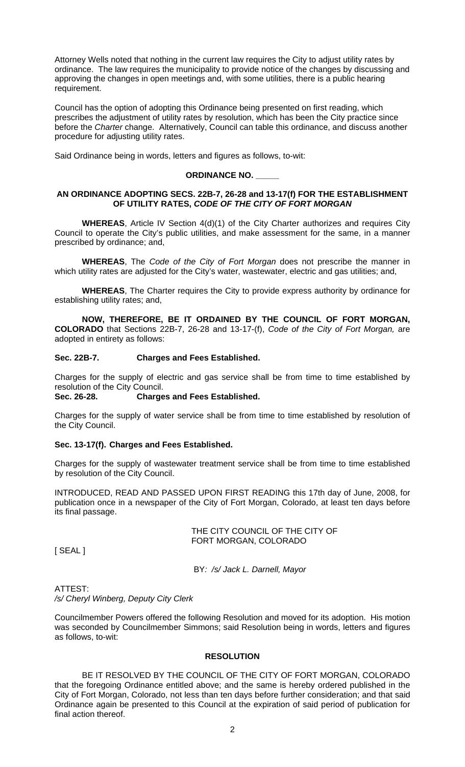Attorney Wells noted that nothing in the current law requires the City to adjust utility rates by ordinance. The law requires the municipality to provide notice of the changes by discussing and approving the changes in open meetings and, with some utilities, there is a public hearing requirement.

Council has the option of adopting this Ordinance being presented on first reading, which prescribes the adjustment of utility rates by resolution, which has been the City practice since before the *Charter* change. Alternatively, Council can table this ordinance, and discuss another procedure for adjusting utility rates.

Said Ordinance being in words, letters and figures as follows, to-wit:

**ORDINANCE NO. _____**

**AN ORDINANCE ADOPTING SECS. 22B-7, 26-28 and 13-17(f) FOR THE ESTABLISHMENT OF UTILITY RATES, *CODE OF THE CITY OF FORT MORGAN***

**WHEREAS**, Article IV Section 4(d)(1) of the City Charter authorizes and requires City Council to operate the City's public utilities, and make assessment for the same, in a manner prescribed by ordinance; and,

**WHEREAS**, The *Code of the City of Fort Morgan* does not prescribe the manner in which utility rates are adjusted for the City's water, wastewater, electric and gas utilities; and,

**WHEREAS**, The Charter requires the City to provide express authority by ordinance for establishing utility rates; and,

**NOW, THEREFORE, BE IT ORDAINED BY THE COUNCIL OF FORT MORGAN, COLORADO** that Sections 22B-7, 26-28 and 13-17-(f), *Code of the City of Fort Morgan,* are adopted in entirety as follows:

**Sec. 22B-7. Charges and Fees Established.**

Charges for the supply of electric and gas service shall be from time to time established by resolution of the City Council.

**Sec. 26-28. Charges and Fees Established.**

Charges for the supply of water service shall be from time to time established by resolution of the City Council.

**Sec. 13-17(f). Charges and Fees Established.**

Charges for the supply of wastewater treatment service shall be from time to time established by resolution of the City Council.

INTRODUCED, READ AND PASSED UPON FIRST READING this 17th day of June, 2008, for publication once in a newspaper of the City of Fort Morgan, Colorado, at least ten days before its final passage.

THE CITY COUNCIL OF THE CITY OF FORT MORGAN, COLORADO

[ SEAL ]

BY: */s/ Jack L. Darnell, Mayor*

ATTEST:
*/s/ Cheryl Winberg, Deputy City Clerk*

Councilmember Powers offered the following Resolution and moved for its adoption. His motion was seconded by Councilmember Simmons; said Resolution being in words, letters and figures as follows, to-wit:

**RESOLUTION**

BE IT RESOLVED BY THE COUNCIL OF THE CITY OF FORT MORGAN, COLORADO that the foregoing Ordinance entitled above; and the same is hereby ordered published in the City of Fort Morgan, Colorado, not less than ten days before further consideration; and that said Ordinance again be presented to this Council at the expiration of said period of publication for final action thereof.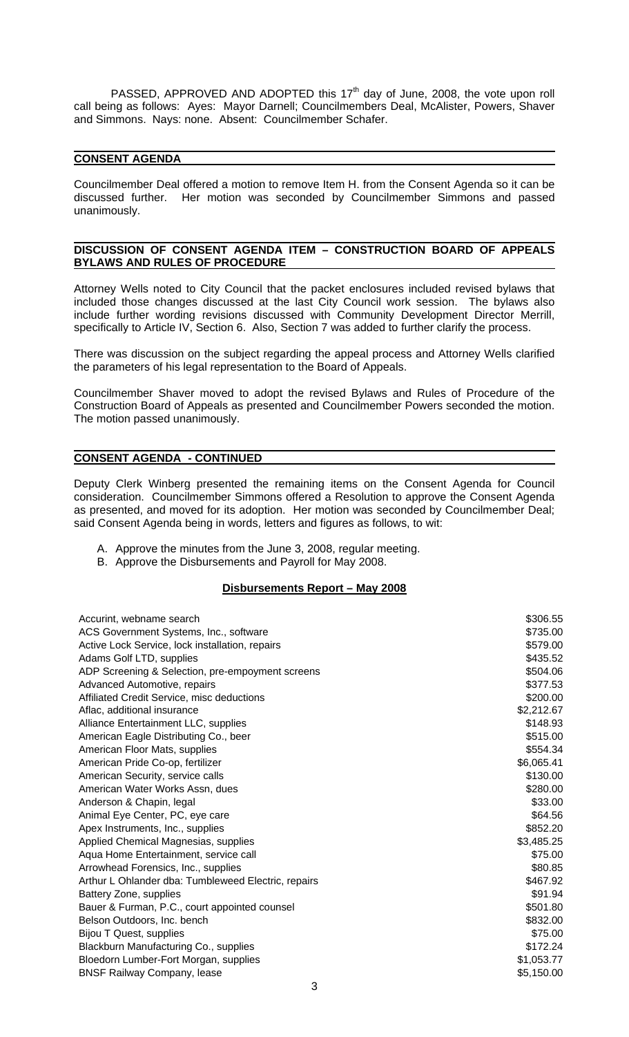PASSED, APPROVED AND ADOPTED this 17th day of June, 2008, the vote upon roll call being as follows: Ayes: Mayor Darnell; Councilmembers Deal, McAlister, Powers, Shaver and Simmons. Nays: none. Absent: Councilmember Schafer.

## CONSENT AGENDA

Councilmember Deal offered a motion to remove Item H. from the Consent Agenda so it can be discussed further. Her motion was seconded by Councilmember Simmons and passed unanimously.

## DISCUSSION OF CONSENT AGENDA ITEM – CONSTRUCTION BOARD OF APPEALS BYLAWS AND RULES OF PROCEDURE

Attorney Wells noted to City Council that the packet enclosures included revised bylaws that included those changes discussed at the last City Council work session. The bylaws also include further wording revisions discussed with Community Development Director Merrill, specifically to Article IV, Section 6. Also, Section 7 was added to further clarify the process.

There was discussion on the subject regarding the appeal process and Attorney Wells clarified the parameters of his legal representation to the Board of Appeals.

Councilmember Shaver moved to adopt the revised Bylaws and Rules of Procedure of the Construction Board of Appeals as presented and Councilmember Powers seconded the motion. The motion passed unanimously.

## CONSENT AGENDA - CONTINUED

Deputy Clerk Winberg presented the remaining items on the Consent Agenda for Council consideration. Councilmember Simmons offered a Resolution to approve the Consent Agenda as presented, and moved for its adoption. Her motion was seconded by Councilmember Deal; said Consent Agenda being in words, letters and figures as follows, to wit:

A. Approve the minutes from the June 3, 2008, regular meeting.
B. Approve the Disbursements and Payroll for May 2008.

### Disbursements Report – May 2008

| | |
|---|---|
| Accurint, webname search | $306.55 |
| ACS Government Systems, Inc., software | $735.00 |
| Active Lock Service, lock installation, repairs | $579.00 |
| Adams Golf LTD, supplies | $435.52 |
| ADP Screening & Selection, pre-empoyment screens | $504.06 |
| Advanced Automotive, repairs | $377.53 |
| Affiliated Credit Service, misc deductions | $200.00 |
| Aflac, additional insurance | $2,212.67 |
| Alliance Entertainment LLC, supplies | $148.93 |
| American Eagle Distributing Co., beer | $515.00 |
| American Floor Mats, supplies | $554.34 |
| American Pride Co-op, fertilizer | $6,065.41 |
| American Security, service calls | $130.00 |
| American Water Works Assn, dues | $280.00 |
| Anderson & Chapin, legal | $33.00 |
| Animal Eye Center, PC, eye care | $64.56 |
| Apex Instruments, Inc., supplies | $852.20 |
| Applied Chemical Magnesias, supplies | $3,485.25 |
| Aqua Home Entertainment, service call | $75.00 |
| Arrowhead Forensics, Inc., supplies | $80.85 |
| Arthur L Ohlander dba: Tumbleweed Electric, repairs | $467.92 |
| Battery Zone, supplies | $91.94 |
| Bauer & Furman, P.C., court appointed counsel | $501.80 |
| Belson Outdoors, Inc. bench | $832.00 |
| Bijou T Quest, supplies | $75.00 |
| Blackburn Manufacturing Co., supplies | $172.24 |
| Bloedorn Lumber-Fort Morgan, supplies | $1,053.77 |
| BNSF Railway Company, lease | $5,150.00 |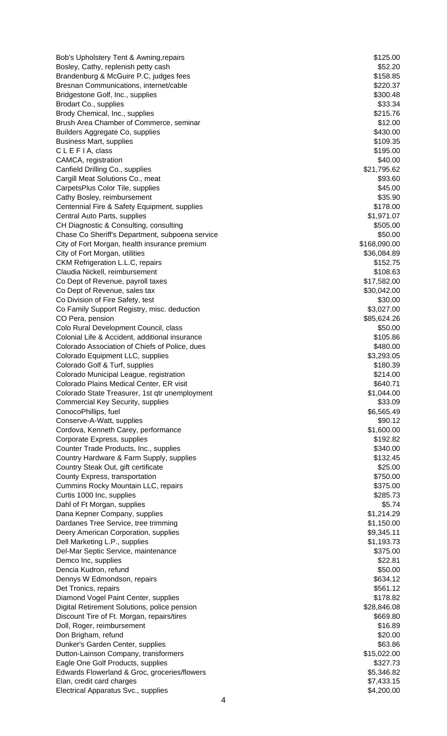| | |
|---|---|
| Bob's Upholstery Tent & Awning,repairs | $125.00 |
| Bosley, Cathy, replenish petty cash | $52.20 |
| Brandenburg & McGuire P.C, judges fees | $158.85 |
| Bresnan Communications, internet/cable | $220.37 |
| Bridgestone Golf, Inc., supplies | $300.48 |
| Brodart Co., supplies | $33.34 |
| Brody Chemical, Inc., supplies | $215.76 |
| Brush Area Chamber of Commerce, seminar | $12.00 |
| Builders Aggregate Co, supplies | $430.00 |
| Business Mart, supplies | $109.35 |
| C L E F I A, class | $195.00 |
| CAMCA, registration | $40.00 |
| Canfield Drilling Co., supplies | $21,795.62 |
| Cargill Meat Solutions Co., meat | $93.60 |
| CarpetsPlus Color Tile, supplies | $45.00 |
| Cathy Bosley, reimbursement | $35.90 |
| Centennial Fire & Safety Equipment, supplies | $178.00 |
| Central Auto Parts, supplies | $1,971.07 |
| CH Diagnostic & Consulting, consulting | $505.00 |
| Chase Co Sheriff's Department, subpoena service | $50.00 |
| City of Fort Morgan, health insurance premium | $168,090.00 |
| City of Fort Morgan, utilities | $36,084.89 |
| CKM Refrigeration L.L.C, repairs | $152.75 |
| Claudia Nickell, reimbursement | $108.63 |
| Co Dept of Revenue, payroll taxes | $17,582.00 |
| Co Dept of Revenue, sales tax | $30,042.00 |
| Co Division of Fire Safety, test | $30.00 |
| Co Family Support Registry, misc. deduction | $3,027.00 |
| CO Pera, pension | $85,624.26 |
| Colo Rural Development Council, class | $50.00 |
| Colonial Life & Accident, additional insurance | $105.86 |
| Colorado Association of Chiefs of Police, dues | $480.00 |
| Colorado Equipment LLC, supplies | $3,293.05 |
| Colorado Golf & Turf, supplies | $180.39 |
| Colorado Municipal League, registration | $214.00 |
| Colorado Plains Medical Center, ER visit | $640.71 |
| Colorado State Treasurer, 1st qtr unemployment | $1,044.00 |
| Commercial Key Security, supplies | $33.09 |
| ConocoPhillips, fuel | $6,565.49 |
| Conserve-A-Watt, supplies | $90.12 |
| Cordova, Kenneth Carey, performance | $1,600.00 |
| Corporate Express, supplies | $192.82 |
| Counter Trade Products, Inc., supplies | $340.00 |
| Country Hardware & Farm Supply, supplies | $132.45 |
| Country Steak Out, gift certificate | $25.00 |
| County Express, transportation | $750.00 |
| Cummins Rocky Mountain LLC, repairs | $375.00 |
| Curtis 1000 Inc, supplies | $285.73 |
| Dahl of Ft Morgan, supplies | $5.74 |
| Dana Kepner Company, supplies | $1,214.29 |
| Dardanes Tree Service, tree trimming | $1,150.00 |
| Deery American Corporation, supplies | $9,345.11 |
| Dell Marketing L.P., supplies | $1,193.73 |
| Del-Mar Septic Service, maintenance | $375.00 |
| Demco Inc, supplies | $22.81 |
| Dencia Kudron, refund | $50.00 |
| Dennys W Edmondson, repairs | $634.12 |
| Det Tronics, repairs | $561.12 |
| Diamond Vogel Paint Center, supplies | $178.82 |
| Digital Retirement Solutions, police pension | $28,846.08 |
| Discount Tire of Ft. Morgan, repairs/tires | $669.80 |
| Doll, Roger, reimbursement | $16.89 |
| Don Brigham, refund | $20.00 |
| Dunker's Garden Center, supplies | $63.86 |
| Dutton-Lainson Company, transformers | $15,022.00 |
| Eagle One Golf Products, supplies | $327.73 |
| Edwards Flowerland & Groc, groceries/flowers | $5,346.82 |
| Elan, credit card charges | $7,433.15 |
| Electrical Apparatus Svc., supplies | $4,200.00 |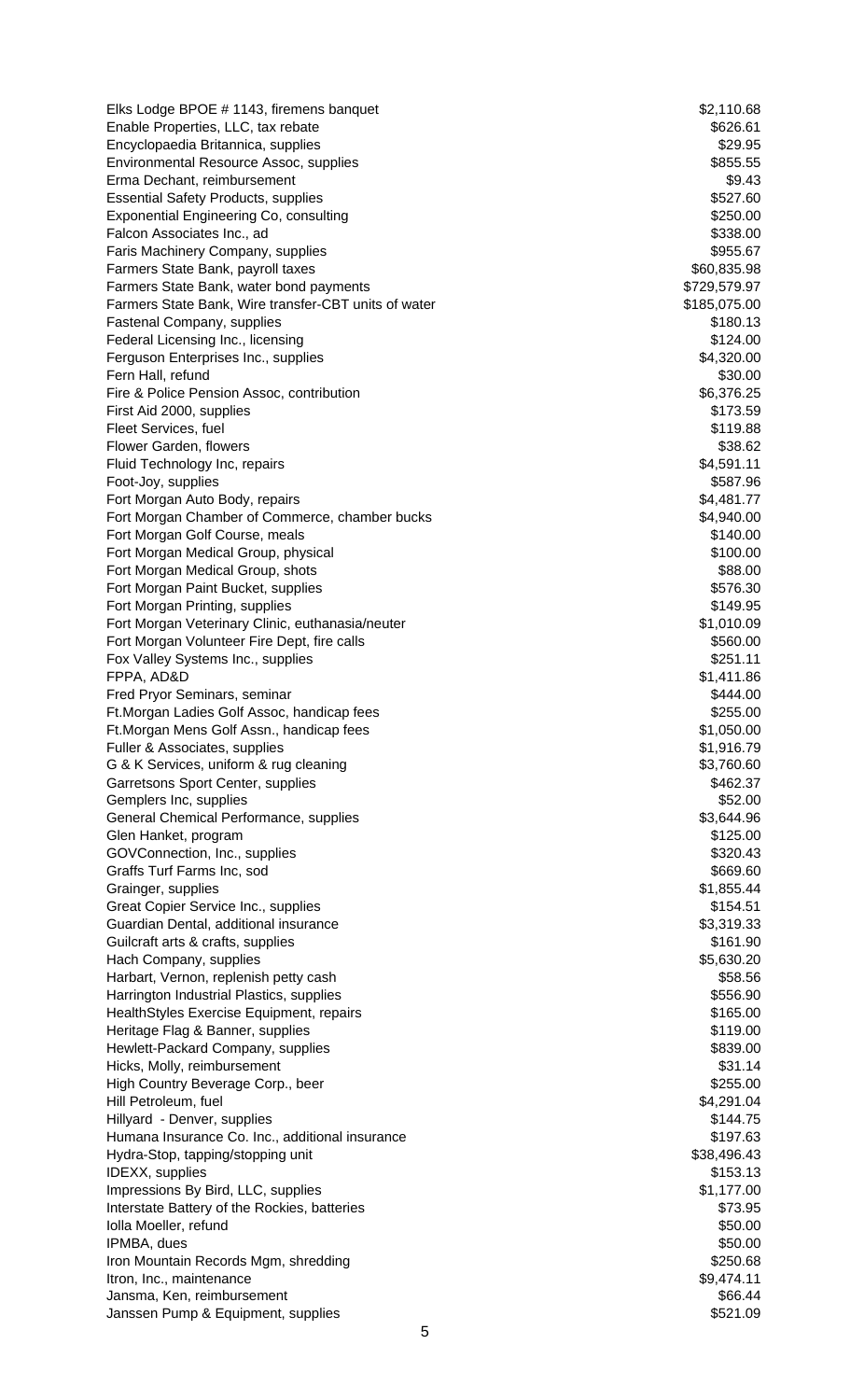| | |
|---|---|
| Elks Lodge BPOE # 1143, firemens banquet | $2,110.68 |
| Enable Properties, LLC, tax rebate | $626.61 |
| Encyclopaedia Britannica, supplies | $29.95 |
| Environmental Resource Assoc, supplies | $855.55 |
| Erma Dechant, reimbursement | $9.43 |
| Essential Safety Products, supplies | $527.60 |
| Exponential Engineering Co, consulting | $250.00 |
| Falcon Associates Inc., ad | $338.00 |
| Faris Machinery Company, supplies | $955.67 |
| Farmers State Bank, payroll taxes | $60,835.98 |
| Farmers State Bank, water bond payments | $729,579.97 |
| Farmers State Bank, Wire transfer-CBT units of water | $185,075.00 |
| Fastenal Company, supplies | $180.13 |
| Federal Licensing Inc., licensing | $124.00 |
| Ferguson Enterprises Inc., supplies | $4,320.00 |
| Fern Hall, refund | $30.00 |
| Fire & Police Pension Assoc, contribution | $6,376.25 |
| First Aid 2000, supplies | $173.59 |
| Fleet Services, fuel | $119.88 |
| Flower Garden, flowers | $38.62 |
| Fluid Technology Inc, repairs | $4,591.11 |
| Foot-Joy, supplies | $587.96 |
| Fort Morgan Auto Body, repairs | $4,481.77 |
| Fort Morgan Chamber of Commerce, chamber bucks | $4,940.00 |
| Fort Morgan Golf Course, meals | $140.00 |
| Fort Morgan Medical Group, physical | $100.00 |
| Fort Morgan Medical Group, shots | $88.00 |
| Fort Morgan Paint Bucket, supplies | $576.30 |
| Fort Morgan Printing, supplies | $149.95 |
| Fort Morgan Veterinary Clinic, euthanasia/neuter | $1,010.09 |
| Fort Morgan Volunteer Fire Dept, fire calls | $560.00 |
| Fox Valley Systems Inc., supplies | $251.11 |
| FPPA, AD&D | $1,411.86 |
| Fred Pryor Seminars, seminar | $444.00 |
| Ft.Morgan Ladies Golf Assoc, handicap fees | $255.00 |
| Ft.Morgan Mens Golf Assn., handicap fees | $1,050.00 |
| Fuller & Associates, supplies | $1,916.79 |
| G & K Services, uniform & rug cleaning | $3,760.60 |
| Garretsons Sport Center, supplies | $462.37 |
| Gemplers Inc, supplies | $52.00 |
| General Chemical Performance, supplies | $3,644.96 |
| Glen Hanket, program | $125.00 |
| GOVConnection, Inc., supplies | $320.43 |
| Graffs Turf Farms Inc, sod | $669.60 |
| Grainger, supplies | $1,855.44 |
| Great Copier Service Inc., supplies | $154.51 |
| Guardian Dental, additional insurance | $3,319.33 |
| Guilcraft arts & crafts, supplies | $161.90 |
| Hach Company, supplies | $5,630.20 |
| Harbart, Vernon, replenish petty cash | $58.56 |
| Harrington Industrial Plastics, supplies | $556.90 |
| HealthStyles Exercise Equipment, repairs | $165.00 |
| Heritage Flag & Banner, supplies | $119.00 |
| Hewlett-Packard Company, supplies | $839.00 |
| Hicks, Molly, reimbursement | $31.14 |
| High Country Beverage Corp., beer | $255.00 |
| Hill Petroleum, fuel | $4,291.04 |
| Hillyard - Denver, supplies | $144.75 |
| Humana Insurance Co. Inc., additional insurance | $197.63 |
| Hydra-Stop, tapping/stopping unit | $38,496.43 |
| IDEXX, supplies | $153.13 |
| Impressions By Bird, LLC, supplies | $1,177.00 |
| Interstate Battery of the Rockies, batteries | $73.95 |
| Iolla Moeller, refund | $50.00 |
| IPMBA, dues | $50.00 |
| Iron Mountain Records Mgm, shredding | $250.68 |
| Itron, Inc., maintenance | $9,474.11 |
| Jansma, Ken, reimbursement | $66.44 |
| Janssen Pump & Equipment, supplies | $521.09 |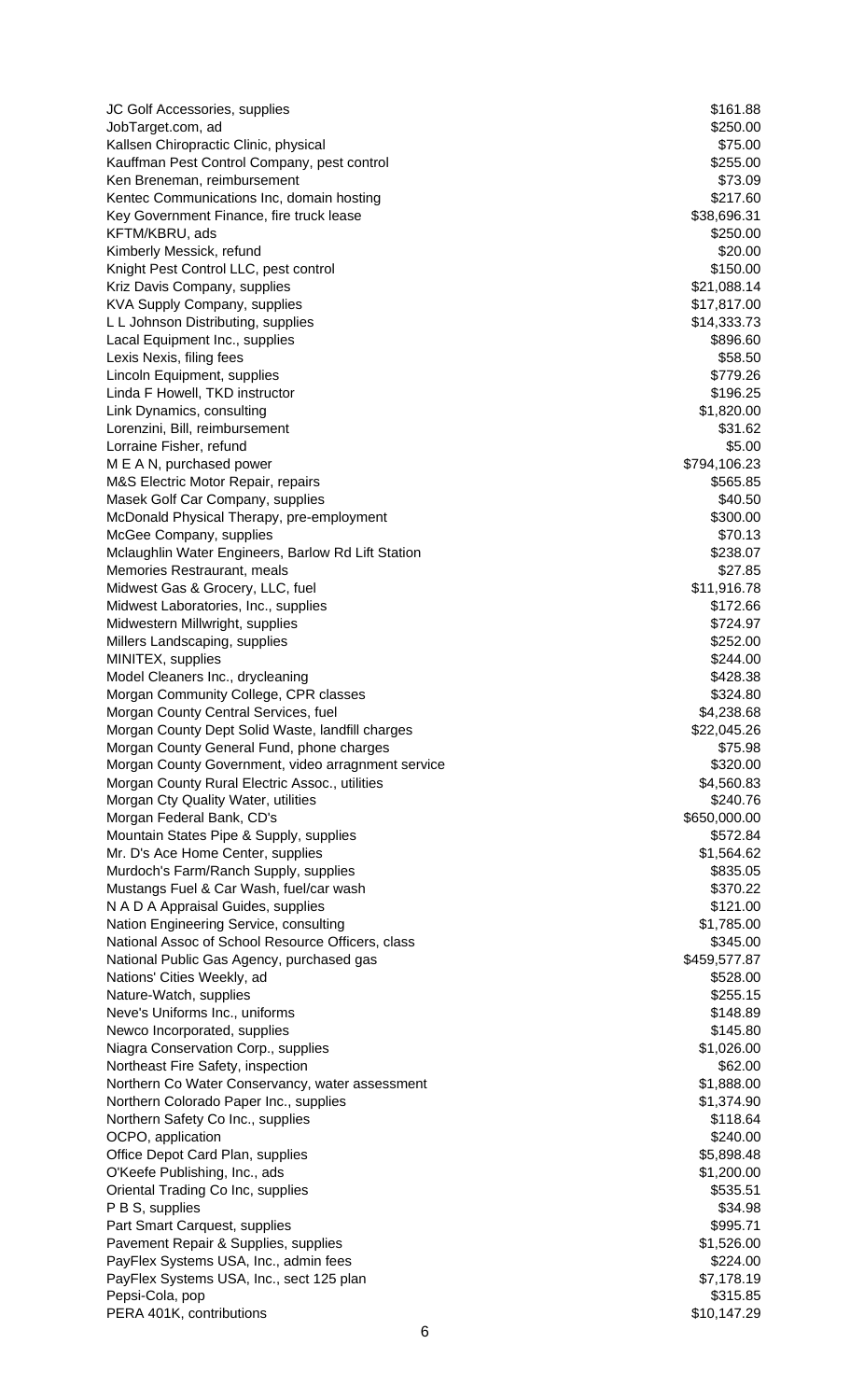| | |
|---|---|
| JC Golf Accessories, supplies | $161.88 |
| JobTarget.com, ad | $250.00 |
| Kallsen Chiropractic Clinic, physical | $75.00 |
| Kauffman Pest Control Company, pest control | $255.00 |
| Ken Breneman, reimbursement | $73.09 |
| Kentec Communications Inc, domain hosting | $217.60 |
| Key Government Finance, fire truck lease | $38,696.31 |
| KFTM/KBRU, ads | $250.00 |
| Kimberly Messick, refund | $20.00 |
| Knight Pest Control LLC, pest control | $150.00 |
| Kriz Davis Company, supplies | $21,088.14 |
| KVA Supply Company, supplies | $17,817.00 |
| L L Johnson Distributing, supplies | $14,333.73 |
| Lacal Equipment Inc., supplies | $896.60 |
| Lexis Nexis, filing fees | $58.50 |
| Lincoln Equipment, supplies | $779.26 |
| Linda F Howell, TKD instructor | $196.25 |
| Link Dynamics, consulting | $1,820.00 |
| Lorenzini, Bill, reimbursement | $31.62 |
| Lorraine Fisher, refund | $5.00 |
| M E A N, purchased power | $794,106.23 |
| M&S Electric Motor Repair, repairs | $565.85 |
| Masek Golf Car Company, supplies | $40.50 |
| McDonald Physical Therapy, pre-employment | $300.00 |
| McGee Company, supplies | $70.13 |
| Mclaughlin Water Engineers, Barlow Rd Lift Station | $238.07 |
| Memories Restraurant, meals | $27.85 |
| Midwest Gas & Grocery, LLC, fuel | $11,916.78 |
| Midwest Laboratories, Inc., supplies | $172.66 |
| Midwestern Millwright, supplies | $724.97 |
| Millers Landscaping, supplies | $252.00 |
| MINITEX, supplies | $244.00 |
| Model Cleaners Inc., drycleaning | $428.38 |
| Morgan Community College, CPR classes | $324.80 |
| Morgan County Central Services, fuel | $4,238.68 |
| Morgan County Dept Solid Waste, landfill charges | $22,045.26 |
| Morgan County General Fund, phone charges | $75.98 |
| Morgan County Government, video arragnment service | $320.00 |
| Morgan County Rural Electric Assoc., utilities | $4,560.83 |
| Morgan Cty Quality Water, utilities | $240.76 |
| Morgan Federal Bank, CD's | $650,000.00 |
| Mountain States Pipe & Supply, supplies | $572.84 |
| Mr. D's Ace Home Center, supplies | $1,564.62 |
| Murdoch's Farm/Ranch Supply, supplies | $835.05 |
| Mustangs Fuel & Car Wash, fuel/car wash | $370.22 |
| N A D A Appraisal Guides, supplies | $121.00 |
| Nation Engineering Service, consulting | $1,785.00 |
| National Assoc of School Resource Officers, class | $345.00 |
| National Public Gas Agency, purchased gas | $459,577.87 |
| Nations' Cities Weekly, ad | $528.00 |
| Nature-Watch, supplies | $255.15 |
| Neve's Uniforms Inc., uniforms | $148.89 |
| Newco Incorporated, supplies | $145.80 |
| Niagra Conservation Corp., supplies | $1,026.00 |
| Northeast Fire Safety, inspection | $62.00 |
| Northern Co Water Conservancy, water assessment | $1,888.00 |
| Northern Colorado Paper Inc., supplies | $1,374.90 |
| Northern Safety Co Inc., supplies | $118.64 |
| OCPO, application | $240.00 |
| Office Depot Card Plan, supplies | $5,898.48 |
| O'Keefe Publishing, Inc., ads | $1,200.00 |
| Oriental Trading Co Inc, supplies | $535.51 |
| P B S, supplies | $34.98 |
| Part Smart Carquest, supplies | $995.71 |
| Pavement Repair & Supplies, supplies | $1,526.00 |
| PayFlex Systems USA, Inc., admin fees | $224.00 |
| PayFlex Systems USA, Inc., sect 125 plan | $7,178.19 |
| Pepsi-Cola, pop | $315.85 |
| PERA 401K, contributions | $10,147.29 |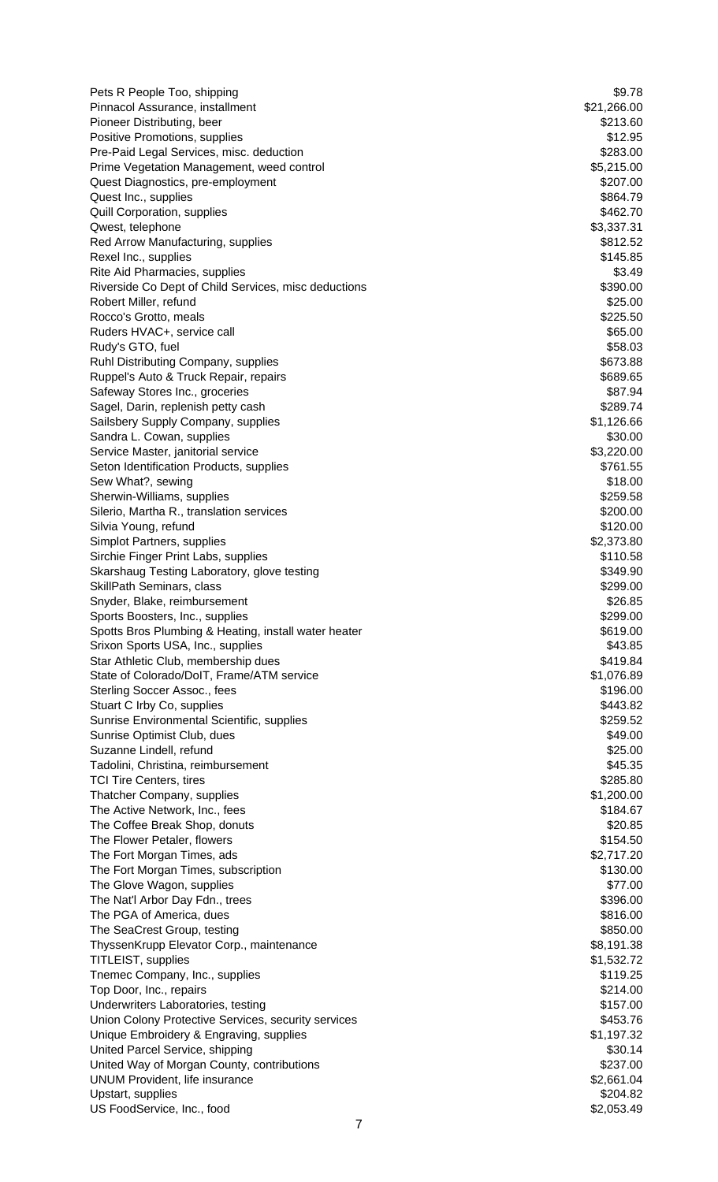| | |
|---|---|
| Pets R People Too, shipping | $9.78 |
| Pinnacol Assurance, installment | $21,266.00 |
| Pioneer Distributing, beer | $213.60 |
| Positive Promotions, supplies | $12.95 |
| Pre-Paid Legal Services, misc. deduction | $283.00 |
| Prime Vegetation Management, weed control | $5,215.00 |
| Quest Diagnostics, pre-employment | $207.00 |
| Quest Inc., supplies | $864.79 |
| Quill Corporation, supplies | $462.70 |
| Qwest, telephone | $3,337.31 |
| Red Arrow Manufacturing, supplies | $812.52 |
| Rexel Inc., supplies | $145.85 |
| Rite Aid Pharmacies, supplies | $3.49 |
| Riverside Co Dept of Child Services, misc deductions | $390.00 |
| Robert Miller, refund | $25.00 |
| Rocco's Grotto, meals | $225.50 |
| Ruders HVAC+, service call | $65.00 |
| Rudy's GTO, fuel | $58.03 |
| Ruhl Distributing Company, supplies | $673.88 |
| Ruppel's Auto & Truck Repair, repairs | $689.65 |
| Safeway Stores Inc., groceries | $87.94 |
| Sagel, Darin, replenish petty cash | $289.74 |
| Sailsbery Supply Company, supplies | $1,126.66 |
| Sandra L. Cowan, supplies | $30.00 |
| Service Master, janitorial service | $3,220.00 |
| Seton Identification Products, supplies | $761.55 |
| Sew What?, sewing | $18.00 |
| Sherwin-Williams, supplies | $259.58 |
| Silerio, Martha R., translation services | $200.00 |
| Silvia Young, refund | $120.00 |
| Simplot Partners, supplies | $2,373.80 |
| Sirchie Finger Print Labs, supplies | $110.58 |
| Skarshaug Testing Laboratory, glove testing | $349.90 |
| SkillPath Seminars, class | $299.00 |
| Snyder, Blake, reimbursement | $26.85 |
| Sports Boosters, Inc., supplies | $299.00 |
| Spotts Bros Plumbing & Heating, install water heater | $619.00 |
| Srixon Sports USA, Inc., supplies | $43.85 |
| Star Athletic Club, membership dues | $419.84 |
| State of Colorado/DoIT, Frame/ATM service | $1,076.89 |
| Sterling Soccer Assoc., fees | $196.00 |
| Stuart C Irby Co, supplies | $443.82 |
| Sunrise Environmental Scientific, supplies | $259.52 |
| Sunrise Optimist Club, dues | $49.00 |
| Suzanne Lindell, refund | $25.00 |
| Tadolini, Christina, reimbursement | $45.35 |
| TCI Tire Centers, tires | $285.80 |
| Thatcher Company, supplies | $1,200.00 |
| The Active Network, Inc., fees | $184.67 |
| The Coffee Break Shop, donuts | $20.85 |
| The Flower Petaler, flowers | $154.50 |
| The Fort Morgan Times, ads | $2,717.20 |
| The Fort Morgan Times, subscription | $130.00 |
| The Glove Wagon, supplies | $77.00 |
| The Nat'l Arbor Day Fdn., trees | $396.00 |
| The PGA of America, dues | $816.00 |
| The SeaCrest Group, testing | $850.00 |
| ThyssenKrupp Elevator Corp., maintenance | $8,191.38 |
| TITLEIST, supplies | $1,532.72 |
| Tnemec Company, Inc., supplies | $119.25 |
| Top Door, Inc., repairs | $214.00 |
| Underwriters Laboratories, testing | $157.00 |
| Union Colony Protective Services, security services | $453.76 |
| Unique Embroidery & Engraving, supplies | $1,197.32 |
| United Parcel Service, shipping | $30.14 |
| United Way of Morgan County, contributions | $237.00 |
| UNUM Provident, life insurance | $2,661.04 |
| Upstart, supplies | $204.82 |
| US FoodService, Inc., food | $2,053.49 |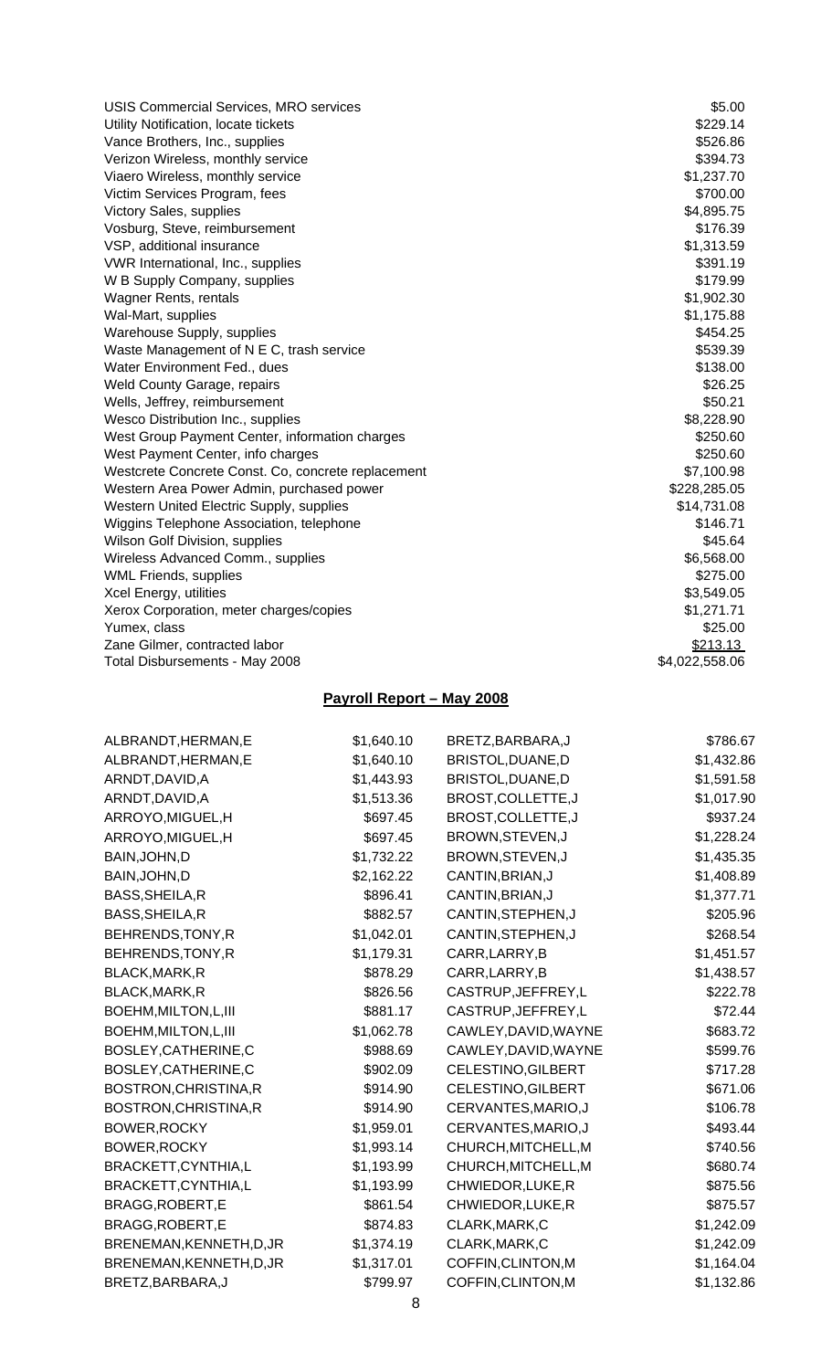| | |
|---|---|
| USIS Commercial Services, MRO services | $5.00 |
| Utility Notification, locate tickets | $229.14 |
| Vance Brothers, Inc., supplies | $526.86 |
| Verizon Wireless, monthly service | $394.73 |
| Viaero Wireless, monthly service | $1,237.70 |
| Victim Services Program, fees | $700.00 |
| Victory Sales, supplies | $4,895.75 |
| Vosburg, Steve, reimbursement | $176.39 |
| VSP, additional insurance | $1,313.59 |
| VWR International, Inc., supplies | $391.19 |
| W B Supply Company, supplies | $179.99 |
| Wagner Rents, rentals | $1,902.30 |
| Wal-Mart, supplies | $1,175.88 |
| Warehouse Supply, supplies | $454.25 |
| Waste Management of N E C, trash service | $539.39 |
| Water Environment Fed., dues | $138.00 |
| Weld County Garage, repairs | $26.25 |
| Wells, Jeffrey, reimbursement | $50.21 |
| Wesco Distribution Inc., supplies | $8,228.90 |
| West Group Payment Center, information charges | $250.60 |
| West Payment Center, info charges | $250.60 |
| Westcrete Concrete Const. Co, concrete replacement | $7,100.98 |
| Western Area Power Admin, purchased power | $228,285.05 |
| Western United Electric Supply, supplies | $14,731.08 |
| Wiggins Telephone Association, telephone | $146.71 |
| Wilson Golf Division, supplies | $45.64 |
| Wireless Advanced Comm., supplies | $6,568.00 |
| WML Friends, supplies | $275.00 |
| Xcel Energy, utilities | $3,549.05 |
| Xerox Corporation, meter charges/copies | $1,271.71 |
| Yumex, class | $25.00 |
| Zane Gilmer, contracted labor | $213.13 |
| Total Disbursements - May 2008 | $4,022,558.06 |

## Payroll Report – May 2008

| | |
|---|---|
| ALBRANDT,HERMAN,E | $1,640.10 |
| ALBRANDT,HERMAN,E | $1,640.10 |
| ARNDT,DAVID,A | $1,443.93 |
| ARNDT,DAVID,A | $1,513.36 |
| ARROYO,MIGUEL,H | $697.45 |
| ARROYO,MIGUEL,H | $697.45 |
| BAIN,JOHN,D | $1,732.22 |
| BAIN,JOHN,D | $2,162.22 |
| BASS,SHEILA,R | $896.41 |
| BASS,SHEILA,R | $882.57 |
| BEHRENDS,TONY,R | $1,042.01 |
| BEHRENDS,TONY,R | $1,179.31 |
| BLACK,MARK,R | $878.29 |
| BLACK,MARK,R | $826.56 |
| BOEHM,MILTON,L,III | $881.17 |
| BOEHM,MILTON,L,III | $1,062.78 |
| BOSLEY,CATHERINE,C | $988.69 |
| BOSLEY,CATHERINE,C | $902.09 |
| BOSTRON,CHRISTINA,R | $914.90 |
| BOSTRON,CHRISTINA,R | $914.90 |
| BOWER,ROCKY | $1,959.01 |
| BOWER,ROCKY | $1,993.14 |
| BRACKETT,CYNTHIA,L | $1,193.99 |
| BRACKETT,CYNTHIA,L | $1,193.99 |
| BRAGG,ROBERT,E | $861.54 |
| BRAGG,ROBERT,E | $874.83 |
| BRENEMAN,KENNETH,D,JR | $1,374.19 |
| BRENEMAN,KENNETH,D,JR | $1,317.01 |
| BRETZ,BARBARA,J | $799.97 |
| BRETZ,BARBARA,J | $786.67 |
| BRISTOL,DUANE,D | $1,432.86 |
| BRISTOL,DUANE,D | $1,591.58 |
| BROST,COLLETTE,J | $1,017.90 |
| BROST,COLLETTE,J | $937.24 |
| BROWN,STEVEN,J | $1,228.24 |
| BROWN,STEVEN,J | $1,435.35 |
| CANTIN,BRIAN,J | $1,408.89 |
| CANTIN,BRIAN,J | $1,377.71 |
| CANTIN,STEPHEN,J | $205.96 |
| CANTIN,STEPHEN,J | $268.54 |
| CARR,LARRY,B | $1,451.57 |
| CARR,LARRY,B | $1,438.57 |
| CASTRUP,JEFFREY,L | $222.78 |
| CASTRUP,JEFFREY,L | $72.44 |
| CAWLEY,DAVID,WAYNE | $683.72 |
| CAWLEY,DAVID,WAYNE | $599.76 |
| CELESTINO,GILBERT | $717.28 |
| CELESTINO,GILBERT | $671.06 |
| CERVANTES,MARIO,J | $106.78 |
| CERVANTES,MARIO,J | $493.44 |
| CHURCH,MITCHELL,M | $740.56 |
| CHURCH,MITCHELL,M | $680.74 |
| CHWIEDOR,LUKE,R | $875.56 |
| CHWIEDOR,LUKE,R | $875.57 |
| CLARK,MARK,C | $1,242.09 |
| CLARK,MARK,C | $1,242.09 |
| COFFIN,CLINTON,M | $1,164.04 |
| COFFIN,CLINTON,M | $1,132.86 |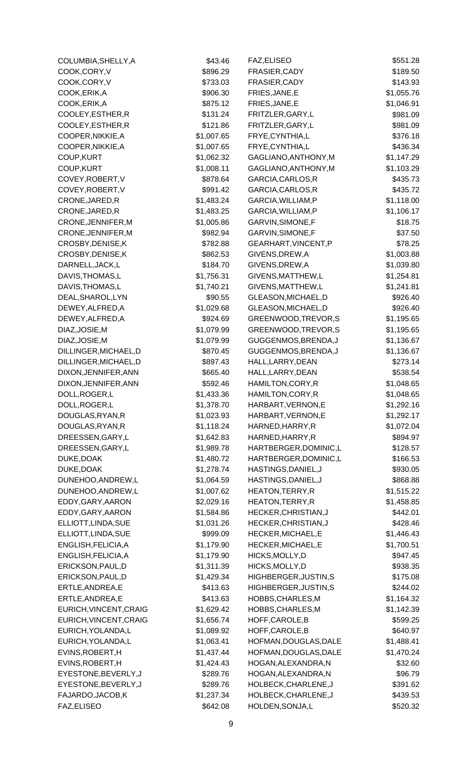| Name | Amount |
|---|---|
| COLUMBIA,SHELLY,A | $43.46 |
| COOK,CORY,V | $896.29 |
| COOK,CORY,V | $733.03 |
| COOK,ERIK,A | $906.30 |
| COOK,ERIK,A | $875.12 |
| COOLEY,ESTHER,R | $131.24 |
| COOLEY,ESTHER,R | $121.86 |
| COOPER,NIKKIE,A | $1,007.65 |
| COOPER,NIKKIE,A | $1,007.65 |
| COUP,KURT | $1,062.32 |
| COUP,KURT | $1,008.11 |
| COVEY,ROBERT,V | $878.64 |
| COVEY,ROBERT,V | $991.42 |
| CRONE,JARED,R | $1,483.24 |
| CRONE,JARED,R | $1,483.25 |
| CRONE,JENNIFER,M | $1,005.86 |
| CRONE,JENNIFER,M | $982.94 |
| CROSBY,DENISE,K | $782.88 |
| CROSBY,DENISE,K | $862.53 |
| DARNELL,JACK,L | $184.70 |
| DAVIS,THOMAS,L | $1,756.31 |
| DAVIS,THOMAS,L | $1,740.21 |
| DEAL,SHAROL,LYN | $90.55 |
| DEWEY,ALFRED,A | $1,029.68 |
| DEWEY,ALFRED,A | $924.69 |
| DIAZ,JOSIE,M | $1,079.99 |
| DIAZ,JOSIE,M | $1,079.99 |
| DILLINGER,MICHAEL,D | $870.45 |
| DILLINGER,MICHAEL,D | $897.43 |
| DIXON,JENNIFER,ANN | $665.40 |
| DIXON,JENNIFER,ANN | $592.46 |
| DOLL,ROGER,L | $1,433.36 |
| DOLL,ROGER,L | $1,378.70 |
| DOUGLAS,RYAN,R | $1,023.93 |
| DOUGLAS,RYAN,R | $1,118.24 |
| DREESSEN,GARY,L | $1,642.83 |
| DREESSEN,GARY,L | $1,989.78 |
| DUKE,DOAK | $1,480.72 |
| DUKE,DOAK | $1,278.74 |
| DUNEHOO,ANDREW,L | $1,064.59 |
| DUNEHOO,ANDREW,L | $1,007.62 |
| EDDY,GARY,AARON | $2,029.16 |
| EDDY,GARY,AARON | $1,584.86 |
| ELLIOTT,LINDA,SUE | $1,031.26 |
| ELLIOTT,LINDA,SUE | $999.09 |
| ENGLISH,FELICIA,A | $1,179.90 |
| ENGLISH,FELICIA,A | $1,179.90 |
| ERICKSON,PAUL,D | $1,311.39 |
| ERICKSON,PAUL,D | $1,429.34 |
| ERTLE,ANDREA,E | $413.63 |
| ERTLE,ANDREA,E | $413.63 |
| EURICH,VINCENT,CRAIG | $1,629.42 |
| EURICH,VINCENT,CRAIG | $1,656.74 |
| EURICH,YOLANDA,L | $1,089.92 |
| EURICH,YOLANDA,L | $1,063.41 |
| EVINS,ROBERT,H | $1,437.44 |
| EVINS,ROBERT,H | $1,424.43 |
| EYESTONE,BEVERLY,J | $289.76 |
| EYESTONE,BEVERLY,J | $289.76 |
| FAJARDO,JACOB,K | $1,237.34 |
| FAZ,ELISEO | $642.08 |
| FAZ,ELISEO | $551.28 |
| FRASIER,CADY | $189.50 |
| FRASIER,CADY | $143.93 |
| FRIES,JANE,E | $1,055.76 |
| FRIES,JANE,E | $1,046.91 |
| FRITZLER,GARY,L | $981.09 |
| FRITZLER,GARY,L | $981.09 |
| FRYE,CYNTHIA,L | $376.18 |
| FRYE,CYNTHIA,L | $436.34 |
| GAGLIANO,ANTHONY,M | $1,147.29 |
| GAGLIANO,ANTHONY,M | $1,103.29 |
| GARCIA,CARLOS,R | $435.73 |
| GARCIA,CARLOS,R | $435.72 |
| GARCIA,WILLIAM,P | $1,118.00 |
| GARCIA,WILLIAM,P | $1,106.17 |
| GARVIN,SIMONE,F | $18.75 |
| GARVIN,SIMONE,F | $37.50 |
| GEARHART,VINCENT,P | $78.25 |
| GIVENS,DREW,A | $1,003.88 |
| GIVENS,DREW,A | $1,039.80 |
| GIVENS,MATTHEW,L | $1,254.81 |
| GIVENS,MATTHEW,L | $1,241.81 |
| GLEASON,MICHAEL,D | $926.40 |
| GLEASON,MICHAEL,D | $926.40 |
| GREENWOOD,TREVOR,S | $1,195.65 |
| GREENWOOD,TREVOR,S | $1,195.65 |
| GUGGENMOS,BRENDA,J | $1,136.67 |
| GUGGENMOS,BRENDA,J | $1,136.67 |
| HALL,LARRY,DEAN | $273.14 |
| HALL,LARRY,DEAN | $538.54 |
| HAMILTON,CORY,R | $1,048.65 |
| HAMILTON,CORY,R | $1,048.65 |
| HARBART,VERNON,E | $1,292.16 |
| HARBART,VERNON,E | $1,292.17 |
| HARNED,HARRY,R | $1,072.04 |
| HARNED,HARRY,R | $894.97 |
| HARTBERGER,DOMINIC,L | $128.57 |
| HARTBERGER,DOMINIC,L | $166.53 |
| HASTINGS,DANIEL,J | $930.05 |
| HASTINGS,DANIEL,J | $868.88 |
| HEATON,TERRY,R | $1,515.22 |
| HEATON,TERRY,R | $1,458.85 |
| HECKER,CHRISTIAN,J | $442.01 |
| HECKER,CHRISTIAN,J | $428.46 |
| HECKER,MICHAEL,E | $1,446.43 |
| HECKER,MICHAEL,E | $1,700.51 |
| HICKS,MOLLY,D | $947.45 |
| HICKS,MOLLY,D | $938.35 |
| HIGHBERGER,JUSTIN,S | $175.08 |
| HIGHBERGER,JUSTIN,S | $244.02 |
| HOBBS,CHARLES,M | $1,164.32 |
| HOBBS,CHARLES,M | $1,142.39 |
| HOFF,CAROLE,B | $599.25 |
| HOFF,CAROLE,B | $640.97 |
| HOFMAN,DOUGLAS,DALE | $1,488.41 |
| HOFMAN,DOUGLAS,DALE | $1,470.24 |
| HOGAN,ALEXANDRA,N | $32.60 |
| HOGAN,ALEXANDRA,N | $96.79 |
| HOLBECK,CHARLENE,J | $391.62 |
| HOLBECK,CHARLENE,J | $439.53 |
| HOLDEN,SONJA,L | $520.32 |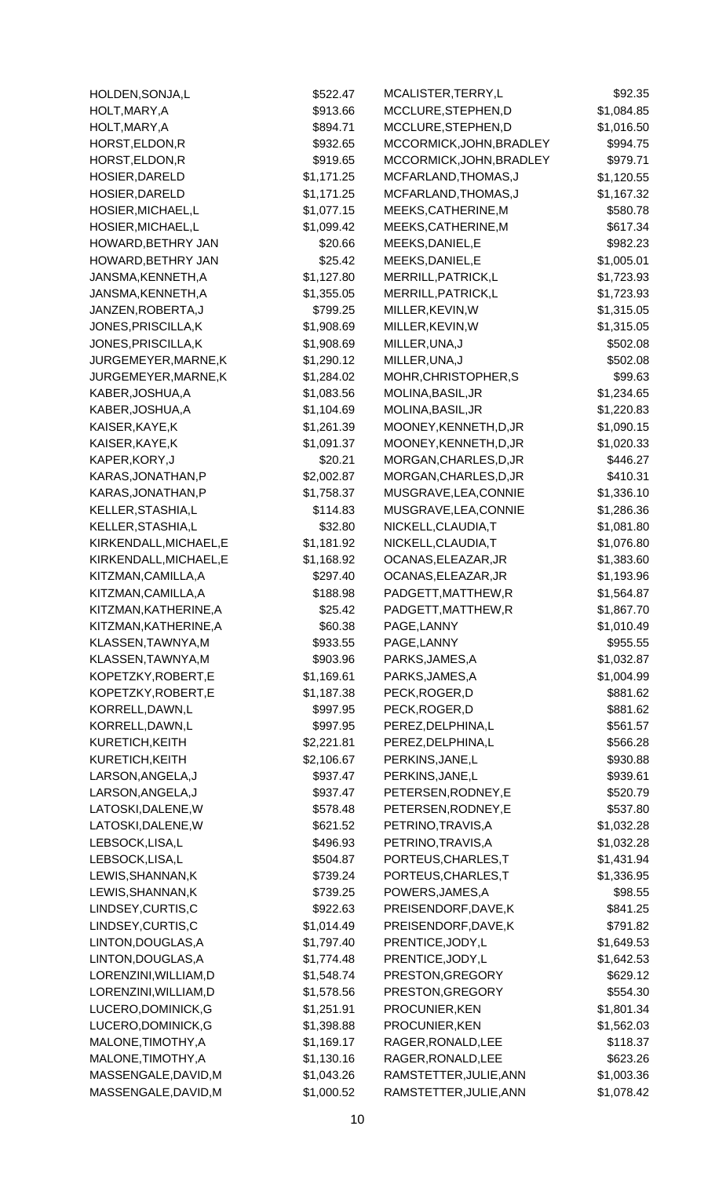| Name | Amount |
|---|---|
| HOLDEN,SONJA,L | $522.47 |
| HOLT,MARY,A | $913.66 |
| HOLT,MARY,A | $894.71 |
| HORST,ELDON,R | $932.65 |
| HORST,ELDON,R | $919.65 |
| HOSIER,DARELD | $1,171.25 |
| HOSIER,DARELD | $1,171.25 |
| HOSIER,MICHAEL,L | $1,077.15 |
| HOSIER,MICHAEL,L | $1,099.42 |
| HOWARD,BETHRY JAN | $20.66 |
| HOWARD,BETHRY JAN | $25.42 |
| JANSMA,KENNETH,A | $1,127.80 |
| JANSMA,KENNETH,A | $1,355.05 |
| JANZEN,ROBERTA,J | $799.25 |
| JONES,PRISCILLA,K | $1,908.69 |
| JONES,PRISCILLA,K | $1,908.69 |
| JURGEMEYER,MARNE,K | $1,290.12 |
| JURGEMEYER,MARNE,K | $1,284.02 |
| KABER,JOSHUA,A | $1,083.56 |
| KABER,JOSHUA,A | $1,104.69 |
| KAISER,KAYE,K | $1,261.39 |
| KAISER,KAYE,K | $1,091.37 |
| KAPER,KORY,J | $20.21 |
| KARAS,JONATHAN,P | $2,002.87 |
| KARAS,JONATHAN,P | $1,758.37 |
| KELLER,STASHIA,L | $114.83 |
| KELLER,STASHIA,L | $32.80 |
| KIRKENDALL,MICHAEL,E | $1,181.92 |
| KIRKENDALL,MICHAEL,E | $1,168.92 |
| KITZMAN,CAMILLA,A | $297.40 |
| KITZMAN,CAMILLA,A | $188.98 |
| KITZMAN,KATHERINE,A | $25.42 |
| KITZMAN,KATHERINE,A | $60.38 |
| KLASSEN,TAWNYA,M | $933.55 |
| KLASSEN,TAWNYA,M | $903.96 |
| KOPETZKY,ROBERT,E | $1,169.61 |
| KOPETZKY,ROBERT,E | $1,187.38 |
| KORRELL,DAWN,L | $997.95 |
| KORRELL,DAWN,L | $997.95 |
| KURETICH,KEITH | $2,221.81 |
| KURETICH,KEITH | $2,106.67 |
| LARSON,ANGELA,J | $937.47 |
| LARSON,ANGELA,J | $937.47 |
| LATOSKI,DALENE,W | $578.48 |
| LATOSKI,DALENE,W | $621.52 |
| LEBSOCK,LISA,L | $496.93 |
| LEBSOCK,LISA,L | $504.87 |
| LEWIS,SHANNAN,K | $739.24 |
| LEWIS,SHANNAN,K | $739.25 |
| LINDSEY,CURTIS,C | $922.63 |
| LINDSEY,CURTIS,C | $1,014.49 |
| LINTON,DOUGLAS,A | $1,797.40 |
| LINTON,DOUGLAS,A | $1,774.48 |
| LORENZINI,WILLIAM,D | $1,548.74 |
| LORENZINI,WILLIAM,D | $1,578.56 |
| LUCERO,DOMINICK,G | $1,251.91 |
| LUCERO,DOMINICK,G | $1,398.88 |
| MALONE,TIMOTHY,A | $1,169.17 |
| MALONE,TIMOTHY,A | $1,130.16 |
| MASSENGALE,DAVID,M | $1,043.26 |
| MASSENGALE,DAVID,M | $1,000.52 |
| MCALISTER,TERRY,L | $92.35 |
| MCCLURE,STEPHEN,D | $1,084.85 |
| MCCLURE,STEPHEN,D | $1,016.50 |
| MCCORMICK,JOHN,BRADLEY | $994.75 |
| MCCORMICK,JOHN,BRADLEY | $979.71 |
| MCFARLAND,THOMAS,J | $1,120.55 |
| MCFARLAND,THOMAS,J | $1,167.32 |
| MEEKS,CATHERINE,M | $580.78 |
| MEEKS,CATHERINE,M | $617.34 |
| MEEKS,DANIEL,E | $982.23 |
| MEEKS,DANIEL,E | $1,005.01 |
| MERRILL,PATRICK,L | $1,723.93 |
| MERRILL,PATRICK,L | $1,723.93 |
| MILLER,KEVIN,W | $1,315.05 |
| MILLER,KEVIN,W | $1,315.05 |
| MILLER,UNA,J | $502.08 |
| MILLER,UNA,J | $502.08 |
| MOHR,CHRISTOPHER,S | $99.63 |
| MOLINA,BASIL,JR | $1,234.65 |
| MOLINA,BASIL,JR | $1,220.83 |
| MOONEY,KENNETH,D,JR | $1,090.15 |
| MOONEY,KENNETH,D,JR | $1,020.33 |
| MORGAN,CHARLES,D,JR | $446.27 |
| MORGAN,CHARLES,D,JR | $410.31 |
| MUSGRAVE,LEA,CONNIE | $1,336.10 |
| MUSGRAVE,LEA,CONNIE | $1,286.36 |
| NICKELL,CLAUDIA,T | $1,081.80 |
| NICKELL,CLAUDIA,T | $1,076.80 |
| OCANAS,ELEAZAR,JR | $1,383.60 |
| OCANAS,ELEAZAR,JR | $1,193.96 |
| PADGETT,MATTHEW,R | $1,564.87 |
| PADGETT,MATTHEW,R | $1,867.70 |
| PAGE,LANNY | $1,010.49 |
| PAGE,LANNY | $955.55 |
| PARKS,JAMES,A | $1,032.87 |
| PARKS,JAMES,A | $1,004.99 |
| PECK,ROGER,D | $881.62 |
| PECK,ROGER,D | $881.62 |
| PEREZ,DELPHINA,L | $561.57 |
| PEREZ,DELPHINA,L | $566.28 |
| PERKINS,JANE,L | $930.88 |
| PERKINS,JANE,L | $939.61 |
| PETERSEN,RODNEY,E | $520.79 |
| PETERSEN,RODNEY,E | $537.80 |
| PETRINO,TRAVIS,A | $1,032.28 |
| PETRINO,TRAVIS,A | $1,032.28 |
| PORTEUS,CHARLES,T | $1,431.94 |
| PORTEUS,CHARLES,T | $1,336.95 |
| POWERS,JAMES,A | $98.55 |
| PREISENDORF,DAVE,K | $841.25 |
| PREISENDORF,DAVE,K | $791.82 |
| PRENTICE,JODY,L | $1,649.53 |
| PRENTICE,JODY,L | $1,642.53 |
| PRESTON,GREGORY | $629.12 |
| PRESTON,GREGORY | $554.30 |
| PROCUNIER,KEN | $1,801.34 |
| PROCUNIER,KEN | $1,562.03 |
| RAGER,RONALD,LEE | $118.37 |
| RAGER,RONALD,LEE | $623.26 |
| RAMSTETTER,JULIE,ANN | $1,003.36 |
| RAMSTETTER,JULIE,ANN | $1,078.42 |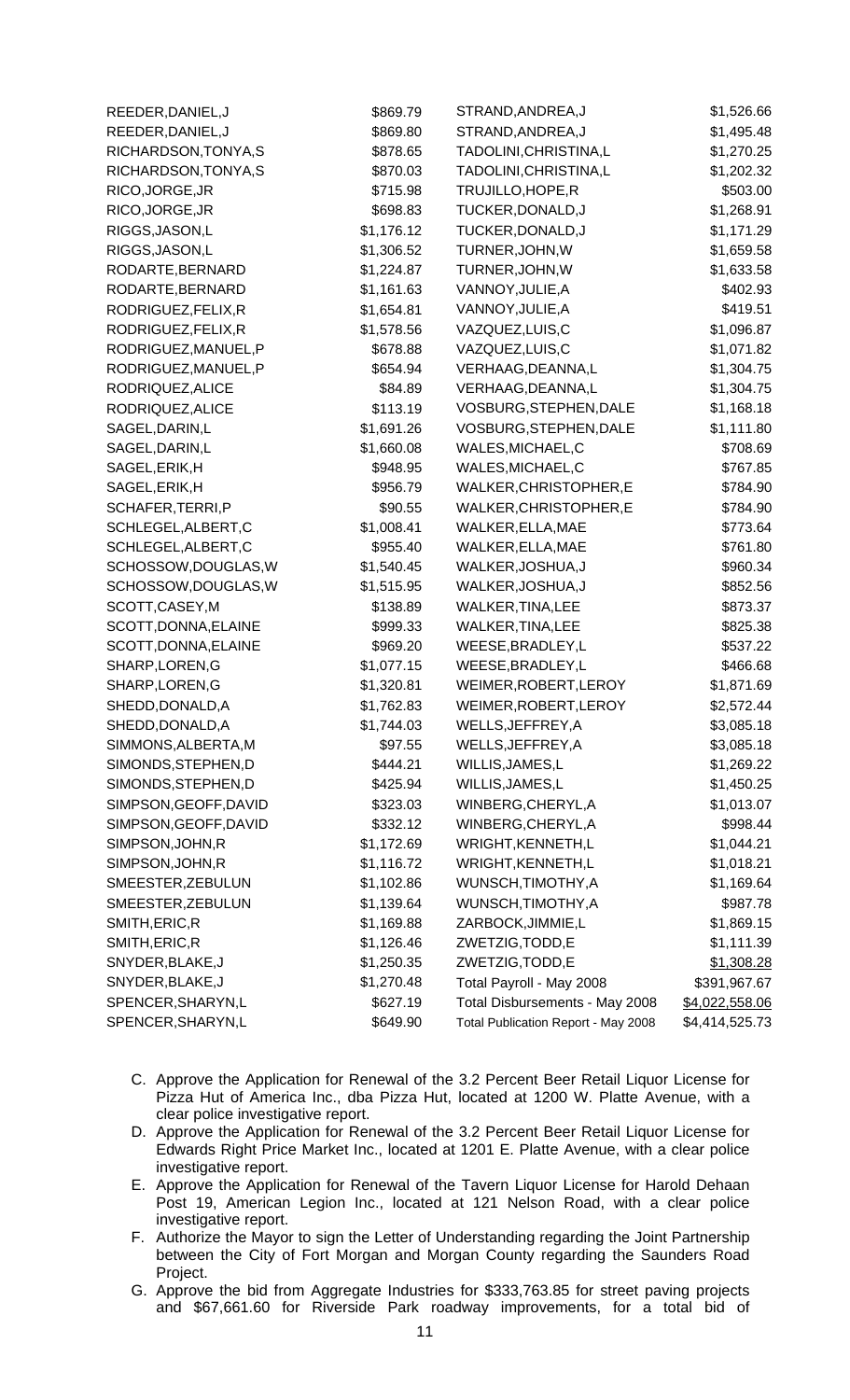| | | | |
|---|---|---|---|
| REEDER,DANIEL,J | $869.79 | STRAND,ANDREA,J | $1,526.66 |
| REEDER,DANIEL,J | $869.80 | STRAND,ANDREA,J | $1,495.48 |
| RICHARDSON,TONYA,S | $878.65 | TADOLINI,CHRISTINA,L | $1,270.25 |
| RICHARDSON,TONYA,S | $870.03 | TADOLINI,CHRISTINA,L | $1,202.32 |
| RICO,JORGE,JR | $715.98 | TRUJILLO,HOPE,R | $503.00 |
| RICO,JORGE,JR | $698.83 | TUCKER,DONALD,J | $1,268.91 |
| RIGGS,JASON,L | $1,176.12 | TUCKER,DONALD,J | $1,171.29 |
| RIGGS,JASON,L | $1,306.52 | TURNER,JOHN,W | $1,659.58 |
| RODARTE,BERNARD | $1,224.87 | TURNER,JOHN,W | $1,633.58 |
| RODARTE,BERNARD | $1,161.63 | VANNOY,JULIE,A | $402.93 |
| RODRIGUEZ,FELIX,R | $1,654.81 | VANNOY,JULIE,A | $419.51 |
| RODRIGUEZ,FELIX,R | $1,578.56 | VAZQUEZ,LUIS,C | $1,096.87 |
| RODRIGUEZ,MANUEL,P | $678.88 | VAZQUEZ,LUIS,C | $1,071.82 |
| RODRIGUEZ,MANUEL,P | $654.94 | VERHAAG,DEANNA,L | $1,304.75 |
| RODRIQUEZ,ALICE | $84.89 | VERHAAG,DEANNA,L | $1,304.75 |
| RODRIQUEZ,ALICE | $113.19 | VOSBURG,STEPHEN,DALE | $1,168.18 |
| SAGEL,DARIN,L | $1,691.26 | VOSBURG,STEPHEN,DALE | $1,111.80 |
| SAGEL,DARIN,L | $1,660.08 | WALES,MICHAEL,C | $708.69 |
| SAGEL,ERIK,H | $948.95 | WALES,MICHAEL,C | $767.85 |
| SAGEL,ERIK,H | $956.79 | WALKER,CHRISTOPHER,E | $784.90 |
| SCHAFER,TERRI,P | $90.55 | WALKER,CHRISTOPHER,E | $784.90 |
| SCHLEGEL,ALBERT,C | $1,008.41 | WALKER,ELLA,MAE | $773.64 |
| SCHLEGEL,ALBERT,C | $955.40 | WALKER,ELLA,MAE | $761.80 |
| SCHOSSOW,DOUGLAS,W | $1,540.45 | WALKER,JOSHUA,J | $960.34 |
| SCHOSSOW,DOUGLAS,W | $1,515.95 | WALKER,JOSHUA,J | $852.56 |
| SCOTT,CASEY,M | $138.89 | WALKER,TINA,LEE | $873.37 |
| SCOTT,DONNA,ELAINE | $999.33 | WALKER,TINA,LEE | $825.38 |
| SCOTT,DONNA,ELAINE | $969.20 | WEESE,BRADLEY,L | $537.22 |
| SHARP,LOREN,G | $1,077.15 | WEESE,BRADLEY,L | $466.68 |
| SHARP,LOREN,G | $1,320.81 | WEIMER,ROBERT,LEROY | $1,871.69 |
| SHEDD,DONALD,A | $1,762.83 | WEIMER,ROBERT,LEROY | $2,572.44 |
| SHEDD,DONALD,A | $1,744.03 | WELLS,JEFFREY,A | $3,085.18 |
| SIMMONS,ALBERTA,M | $97.55 | WELLS,JEFFREY,A | $3,085.18 |
| SIMONDS,STEPHEN,D | $444.21 | WILLIS,JAMES,L | $1,269.22 |
| SIMONDS,STEPHEN,D | $425.94 | WILLIS,JAMES,L | $1,450.25 |
| SIMPSON,GEOFF,DAVID | $323.03 | WINBERG,CHERYL,A | $1,013.07 |
| SIMPSON,GEOFF,DAVID | $332.12 | WINBERG,CHERYL,A | $998.44 |
| SIMPSON,JOHN,R | $1,172.69 | WRIGHT,KENNETH,L | $1,044.21 |
| SIMPSON,JOHN,R | $1,116.72 | WRIGHT,KENNETH,L | $1,018.21 |
| SMEESTER,ZEBULUN | $1,102.86 | WUNSCH,TIMOTHY,A | $1,169.64 |
| SMEESTER,ZEBULUN | $1,139.64 | WUNSCH,TIMOTHY,A | $987.78 |
| SMITH,ERIC,R | $1,169.88 | ZARBOCK,JIMMIE,L | $1,869.15 |
| SMITH,ERIC,R | $1,126.46 | ZWETZIG,TODD,E | $1,111.39 |
| SNYDER,BLAKE,J | $1,250.35 | ZWETZIG,TODD,E | $1,308.28 |
| SNYDER,BLAKE,J | $1,270.48 | Total Payroll - May 2008 | $391,967.67 |
| SPENCER,SHARYN,L | $627.19 | Total Disbursements - May 2008 | $4,022,558.06 |
| SPENCER,SHARYN,L | $649.90 | Total Publication Report - May 2008 | $4,414,525.73 |

C. Approve the Application for Renewal of the 3.2 Percent Beer Retail Liquor License for Pizza Hut of America Inc., dba Pizza Hut, located at 1200 W. Platte Avenue, with a clear police investigative report.

D. Approve the Application for Renewal of the 3.2 Percent Beer Retail Liquor License for Edwards Right Price Market Inc., located at 1201 E. Platte Avenue, with a clear police investigative report.

E. Approve the Application for Renewal of the Tavern Liquor License for Harold Dehaan Post 19, American Legion Inc., located at 121 Nelson Road, with a clear police investigative report.

F. Authorize the Mayor to sign the Letter of Understanding regarding the Joint Partnership between the City of Fort Morgan and Morgan County regarding the Saunders Road Project.

G. Approve the bid from Aggregate Industries for $333,763.85 for street paving projects and $67,661.60 for Riverside Park roadway improvements, for a total bid of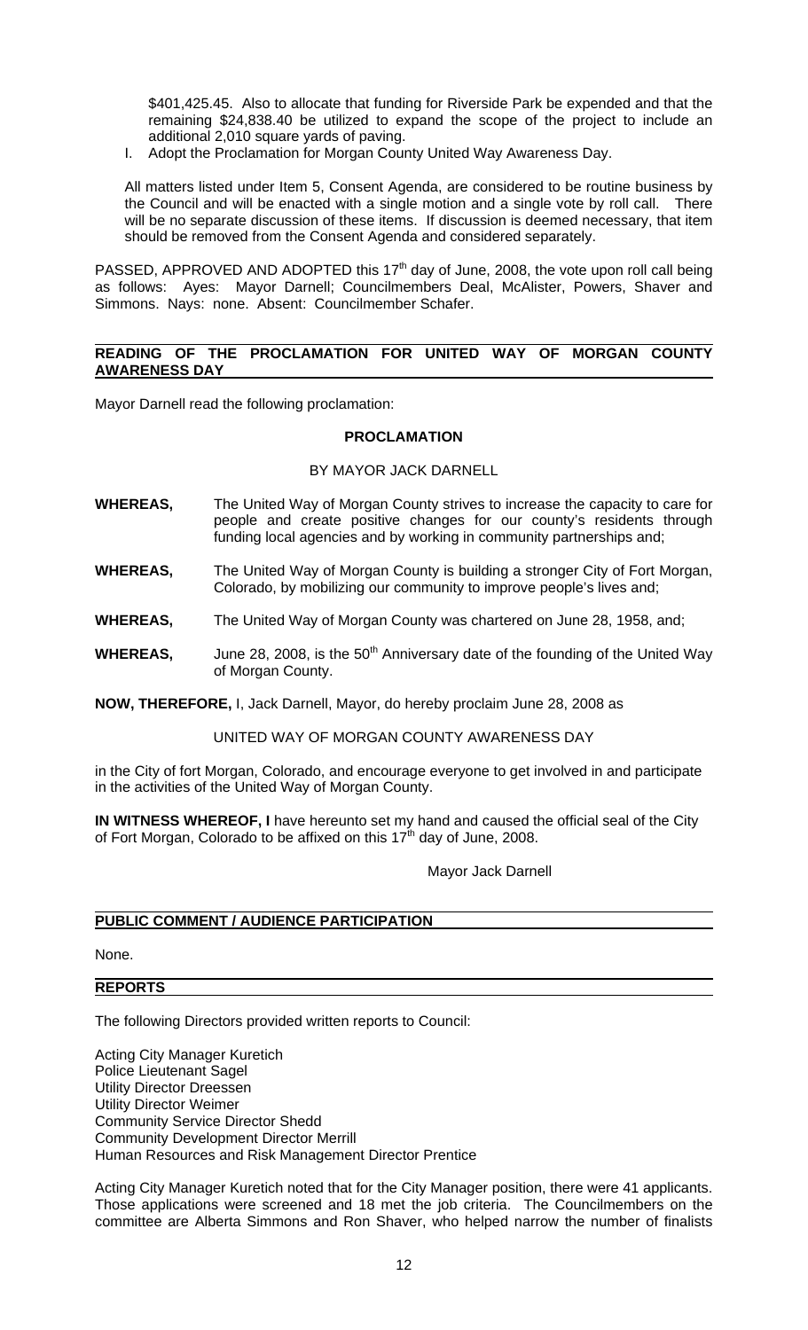$401,425.45. Also to allocate that funding for Riverside Park be expended and that the remaining $24,838.40 be utilized to expand the scope of the project to include an additional 2,010 square yards of paving.

I. Adopt the Proclamation for Morgan County United Way Awareness Day.

All matters listed under Item 5, Consent Agenda, are considered to be routine business by the Council and will be enacted with a single motion and a single vote by roll call. There will be no separate discussion of these items. If discussion is deemed necessary, that item should be removed from the Consent Agenda and considered separately.

PASSED, APPROVED AND ADOPTED this 17th day of June, 2008, the vote upon roll call being as follows: Ayes: Mayor Darnell; Councilmembers Deal, McAlister, Powers, Shaver and Simmons. Nays: none. Absent: Councilmember Schafer.

## READING OF THE PROCLAMATION FOR UNITED WAY OF MORGAN COUNTY AWARENESS DAY

Mayor Darnell read the following proclamation:

### PROCLAMATION

BY MAYOR JACK DARNELL

**WHEREAS,** The United Way of Morgan County strives to increase the capacity to care for people and create positive changes for our county's residents through funding local agencies and by working in community partnerships and;

**WHEREAS,** The United Way of Morgan County is building a stronger City of Fort Morgan, Colorado, by mobilizing our community to improve people's lives and;

**WHEREAS,** The United Way of Morgan County was chartered on June 28, 1958, and;

**WHEREAS,** June 28, 2008, is the 50th Anniversary date of the founding of the United Way of Morgan County.

**NOW, THEREFORE,** I, Jack Darnell, Mayor, do hereby proclaim June 28, 2008 as

UNITED WAY OF MORGAN COUNTY AWARENESS DAY

in the City of fort Morgan, Colorado, and encourage everyone to get involved in and participate in the activities of the United Way of Morgan County.

**IN WITNESS WHEREOF, I** have hereunto set my hand and caused the official seal of the City of Fort Morgan, Colorado to be affixed on this 17th day of June, 2008.

Mayor Jack Darnell

## PUBLIC COMMENT / AUDIENCE PARTICIPATION

None.

## REPORTS

The following Directors provided written reports to Council:

Acting City Manager Kuretich
Police Lieutenant Sagel
Utility Director Dreessen
Utility Director Weimer
Community Service Director Shedd
Community Development Director Merrill
Human Resources and Risk Management Director Prentice

Acting City Manager Kuretich noted that for the City Manager position, there were 41 applicants. Those applications were screened and 18 met the job criteria. The Councilmembers on the committee are Alberta Simmons and Ron Shaver, who helped narrow the number of finalists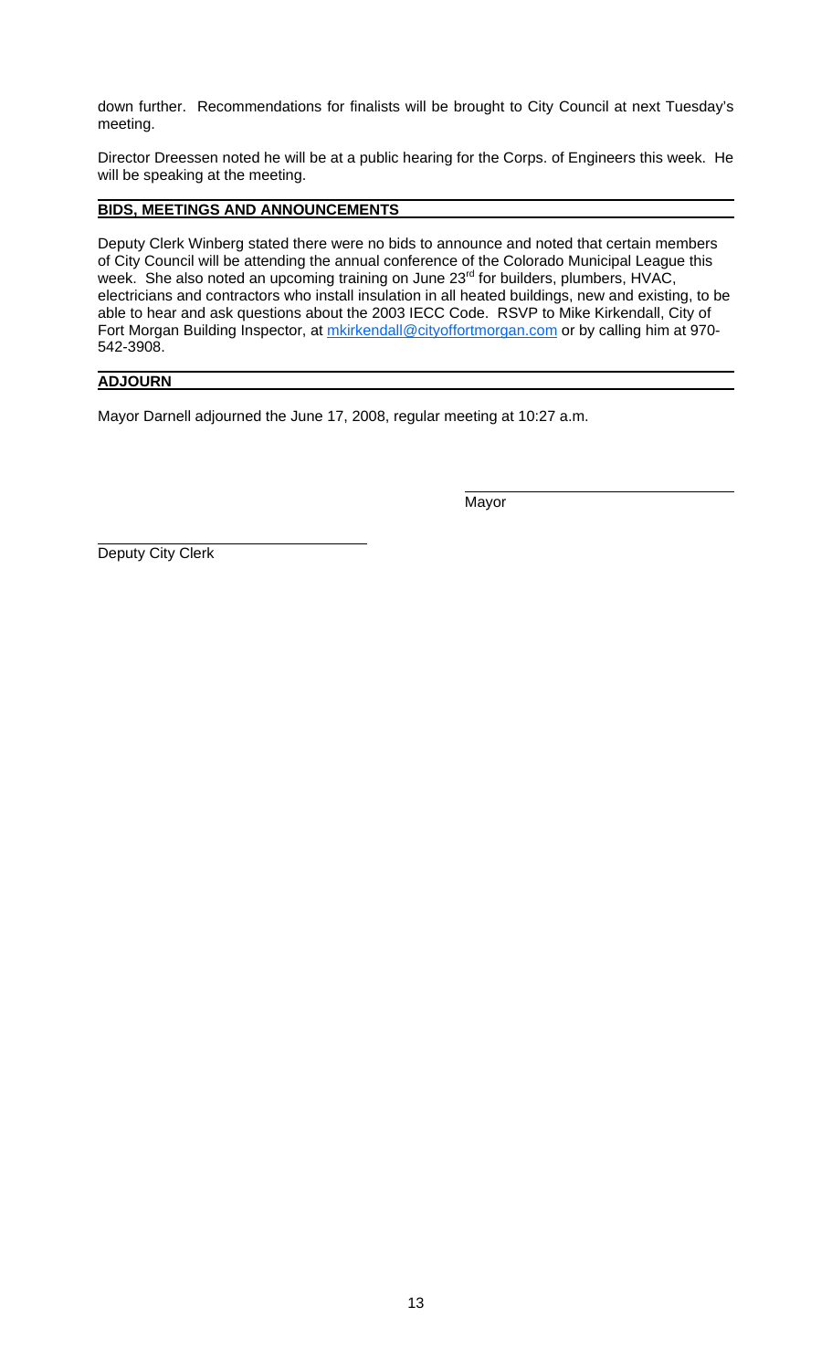down further. Recommendations for finalists will be brought to City Council at next Tuesday's meeting.

Director Dreessen noted he will be at a public hearing for the Corps. of Engineers this week. He will be speaking at the meeting.

**BIDS, MEETINGS AND ANNOUNCEMENTS**

Deputy Clerk Winberg stated there were no bids to announce and noted that certain members of City Council will be attending the annual conference of the Colorado Municipal League this week. She also noted an upcoming training on June 23rd for builders, plumbers, HVAC, electricians and contractors who install insulation in all heated buildings, new and existing, to be able to hear and ask questions about the 2003 IECC Code. RSVP to Mike Kirkendall, City of Fort Morgan Building Inspector, at mkirkendall@cityoffortmorgan.com or by calling him at 970-542-3908.

**ADJOURN**

Mayor Darnell adjourned the June 17, 2008, regular meeting at 10:27 a.m.

Mayor

Deputy City Clerk